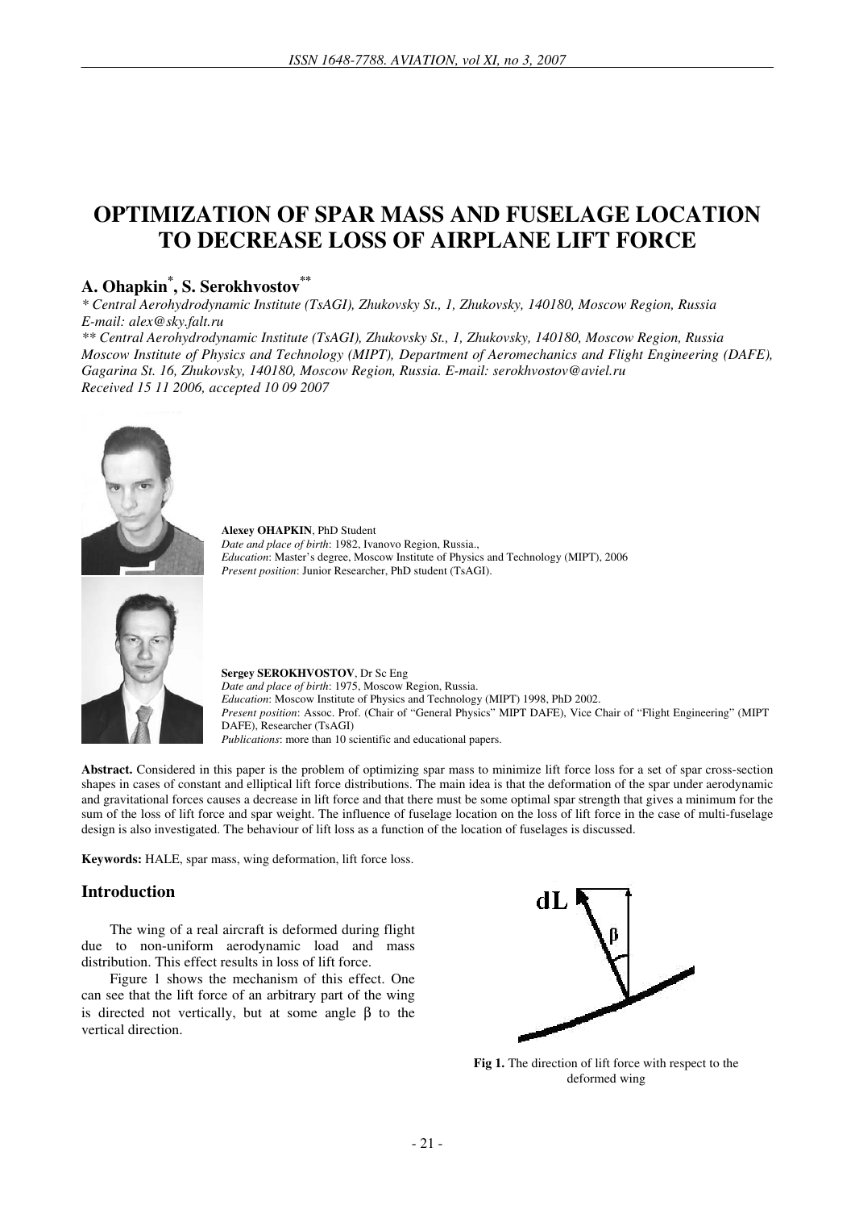# OPTIMIZATION OF SPAR MASS AND FUSELAGE LOCATION TO DECREASE LOSS OF AIRPLANE LIFT FORCE

## A. Ohapkin[*], S. Serokhvostov[**]

*\* Central Aerohydrodynamic Institute (TsAGI), Zhukovsky St., 1, Zhukovsky, 140180, Moscow Region, Russia*
*E-mail: alex@sky.falt.ru*
*\*\* Central Aerohydrodynamic Institute (TsAGI), Zhukovsky St., 1, Zhukovsky, 140180, Moscow Region, Russia*
*Moscow Institute of Physics and Technology (MIPT), Department of Aeromechanics and Flight Engineering (DAFE), Gagarina St. 16, Zhukovsky, 140180, Moscow Region, Russia. E-mail: serokhvostov@aviel.ru*
*Received 15 11 2006, accepted 10 09 2007*

**Alexey OHAPKIN**, PhD Student
*Date and place of birth*: 1982, Ivanovo Region, Russia.,
*Education*: Master's degree, Moscow Institute of Physics and Technology (MIPT), 2006
*Present position*: Junior Researcher, PhD student (TsAGI).

**Sergey SEROKHVOSTOV**, Dr Sc Eng
*Date and place of birth*: 1975, Moscow Region, Russia.
*Education*: Moscow Institute of Physics and Technology (MIPT) 1998, PhD 2002.
*Present position*: Assoc. Prof. (Chair of "General Physics" MIPT DAFE), Vice Chair of "Flight Engineering" (MIPT DAFE), Researcher (TsAGI)
*Publications*: more than 10 scientific and educational papers.

**Abstract.** Considered in this paper is the problem of optimizing spar mass to minimize lift force loss for a set of spar cross-section shapes in cases of constant and elliptical lift force distributions. The main idea is that the deformation of the spar under aerodynamic and gravitational forces causes a decrease in lift force and that there must be some optimal spar strength that gives a minimum for the sum of the loss of lift force and spar weight. The influence of fuselage location on the loss of lift force in the case of multi-fuselage design is also investigated. The behaviour of lift loss as a function of the location of fuselages is discussed.

**Keywords:** HALE, spar mass, wing deformation, lift force loss.

## Introduction

The wing of a real aircraft is deformed during flight due to non-uniform aerodynamic load and mass distribution. This effect results in loss of lift force.

Figure 1 shows the mechanism of this effect. One can see that the lift force of an arbitrary part of the wing is directed not vertically, but at some angle $\beta$ to the vertical direction.

**Fig 1.** The direction of lift force with respect to the deformed wing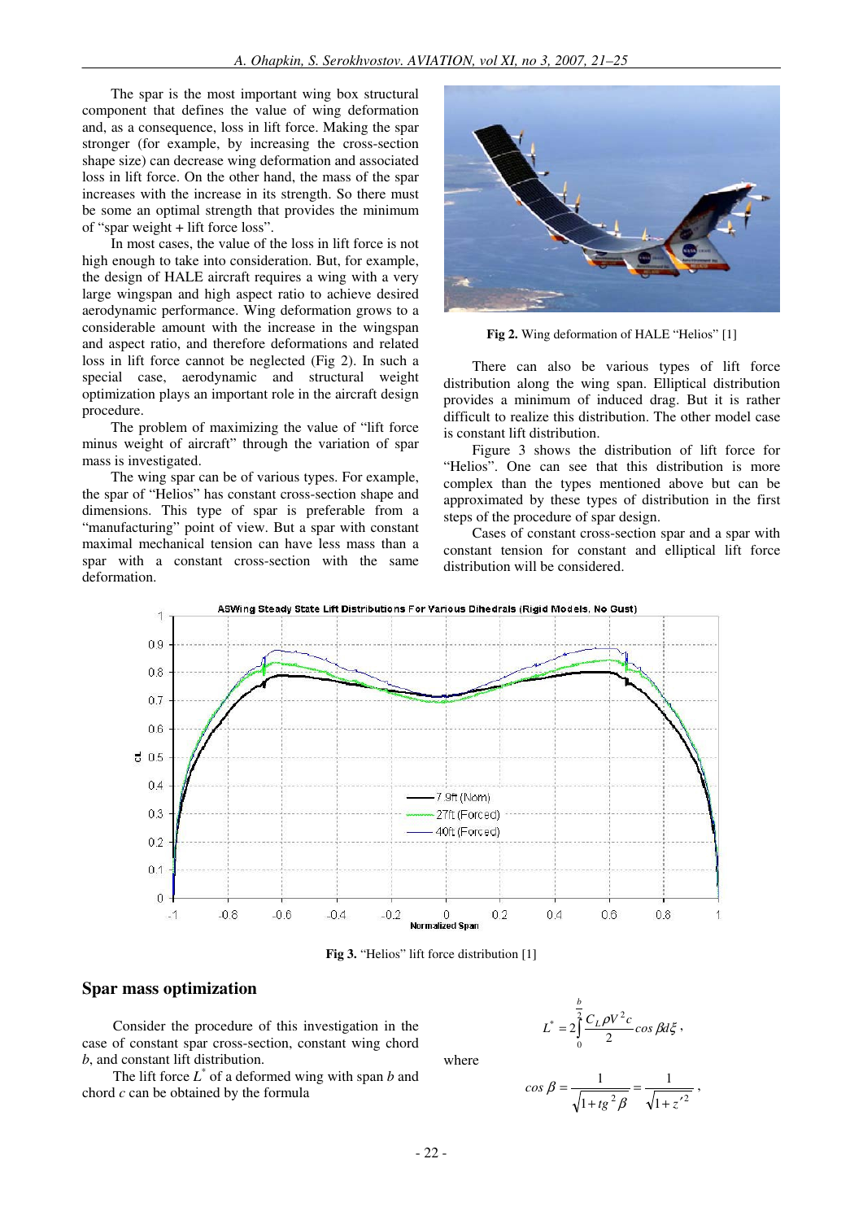The spar is the most important wing box structural component that defines the value of wing deformation and, as a consequence, loss in lift force. Making the spar stronger (for example, by increasing the cross-section shape size) can decrease wing deformation and associated loss in lift force. On the other hand, the mass of the spar increases with the increase in its strength. So there must be some an optimal strength that provides the minimum of "spar weight + lift force loss".

In most cases, the value of the loss in lift force is not high enough to take into consideration. But, for example, the design of HALE aircraft requires a wing with a very large wingspan and high aspect ratio to achieve desired aerodynamic performance. Wing deformation grows to a considerable amount with the increase in the wingspan and aspect ratio, and therefore deformations and related loss in lift force cannot be neglected (Fig 2). In such a special case, aerodynamic and structural weight optimization plays an important role in the aircraft design procedure.

The problem of maximizing the value of "lift force minus weight of aircraft" through the variation of spar mass is investigated.

The wing spar can be of various types. For example, the spar of "Helios" has constant cross-section shape and dimensions. This type of spar is preferable from a "manufacturing" point of view. But a spar with constant maximal mechanical tension can have less mass than a spar with a constant cross-section with the same deformation.

**Fig 2.** Wing deformation of HALE "Helios" [1]

There can also be various types of lift force distribution along the wing span. Elliptical distribution provides a minimum of induced drag. But it is rather difficult to realize this distribution. The other model case is constant lift distribution.

Figure 3 shows the distribution of lift force for "Helios". One can see that this distribution is more complex than the types mentioned above but can be approximated by these types of distribution in the first steps of the procedure of spar design.

Cases of constant cross-section spar and a spar with constant tension for constant and elliptical lift force distribution will be considered.

**Fig 3.** "Helios" lift force distribution [1]

## Spar mass optimization

Consider the procedure of this investigation in the case of constant spar cross-section, constant wing chord *b*, and constant lift distribution.

The lift force $L^*$ of a deformed wing with span *b* and chord *c* can be obtained by the formula

$$L^* = 2\int_0^{\frac{b}{2}} \frac{C_L \rho V^2 c}{2} \cos\beta d\xi ,$$

where

$$\cos\beta = \frac{1}{\sqrt{1+tg^2\beta}} = \frac{1}{\sqrt{1+z'^2}} ,$$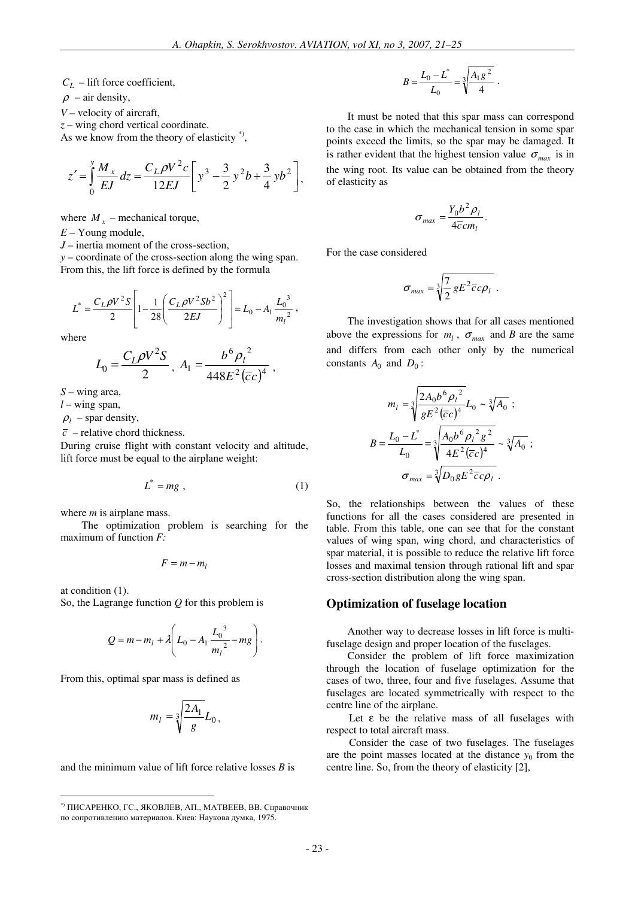$C_L$ – lift force coefficient,

$\rho$ – air density,

$V$ – velocity of aircraft,

$z$ – wing chord vertical coordinate.

As we know from the theory of elasticity [*],

$$z' = \int_0^y \frac{M_x}{EJ} dz = \frac{C_L \rho V^2 c}{12EJ} \left[ y^3 - \frac{3}{2} y^2 b + \frac{3}{4} y b^2 \right],$$

where $M_x$ – mechanical torque,

$E$ – Young module,

$J$ – inertia moment of the cross-section,

$y$ – coordinate of the cross-section along the wing span.

From this, the lift force is defined by the formula

$$L^* = \frac{C_L \rho V^2 S}{2} \left[ 1 - \frac{1}{28} \left( \frac{C_L \rho V^2 S b^2}{2EJ} \right)^2 \right] = L_0 - A_1 \frac{L_0^3}{m_l^2},$$

where

$$L_0 = \frac{C_L \rho V^2 S}{2}, \; A_1 = \frac{b^6 \rho_l^2}{448 E^2 (\bar{c} c)^4},$$

$S$ – wing area,

$l$ – wing span,

$\rho_l$ – spar density,

$\bar{c}$ – relative chord thickness.

During cruise flight with constant velocity and altitude, lift force must be equal to the airplane weight:

$$L^* = mg, \tag{1}$$

where $m$ is airplane mass.

The optimization problem is searching for the maximum of function $F$:

$$F = m - m_l$$

at condition (1).

So, the Lagrange function $Q$ for this problem is

$$Q = m - m_l + \lambda \left( L_0 - A_1 \frac{L_0^3}{m_l^2} - mg \right).$$

From this, optimal spar mass is defined as

$$m_l = \sqrt[3]{\frac{2A_1}{g}} L_0,$$

and the minimum value of lift force relative losses $B$ is

$$B = \frac{L_0 - L^*}{L_0} = \sqrt[3]{\frac{A_1 g^2}{4}}.$$

It must be noted that this spar mass can correspond to the case in which the mechanical tension in some spar points exceed the limits, so the spar may be damaged. It is rather evident that the highest tension value $\sigma_{max}$ is in the wing root. Its value can be obtained from the theory of elasticity as

$$\sigma_{max} = \frac{Y_0 b^2 \rho_l}{4 \bar{c} c m_l}.$$

For the case considered

$$\sigma_{max} = \sqrt[3]{\frac{7}{2} g E^2 \bar{c} c \rho_l}.$$

The investigation shows that for all cases mentioned above the expressions for $m_l$, $\sigma_{max}$ and $B$ are the same and differs from each other only by the numerical constants $A_0$ and $D_0$:

$$m_l = \sqrt[3]{\frac{2A_0 b^6 \rho_l^2}{g E^2 (\bar{c} c)^4}} L_0 \sim \sqrt[3]{A_0};$$

$$B = \frac{L_0 - L^*}{L_0} = \sqrt[3]{\frac{A_0 b^6 \rho_l^2 g^2}{4 E^2 (\bar{c} c)^4}} \sim \sqrt[3]{A_0};$$

$$\sigma_{max} = \sqrt[3]{D_0 g E^2 \bar{c} c \rho_l}.$$

So, the relationships between the values of these functions for all the cases considered are presented in table. From this table, one can see that for the constant values of wing span, wing chord, and characteristics of spar material, it is possible to reduce the relative lift force losses and maximal tension through rational lift and spar cross-section distribution along the wing span.

## Optimization of fuselage location

Another way to decrease losses in lift force is multi-fuselage design and proper location of the fuselages.

Consider the problem of lift force maximization through the location of fuselage optimization for the cases of two, three, four and five fuselages. Assume that fuselages are located symmetrically with respect to the centre line of the airplane.

Let ε be the relative mass of all fuselages with respect to total aircraft mass.

Consider the case of two fuselages. The fuselages are the point masses located at the distance $y_0$ from the centre line. So, from the theory of elasticity [2],

---

[*] ПИСАРЕНКО, ГС., ЯКОВЛЕВ, АП., МАТВЕЕВ, ВВ. Справочник по сопротивлению материалов. Киев: Наукова думка, 1975.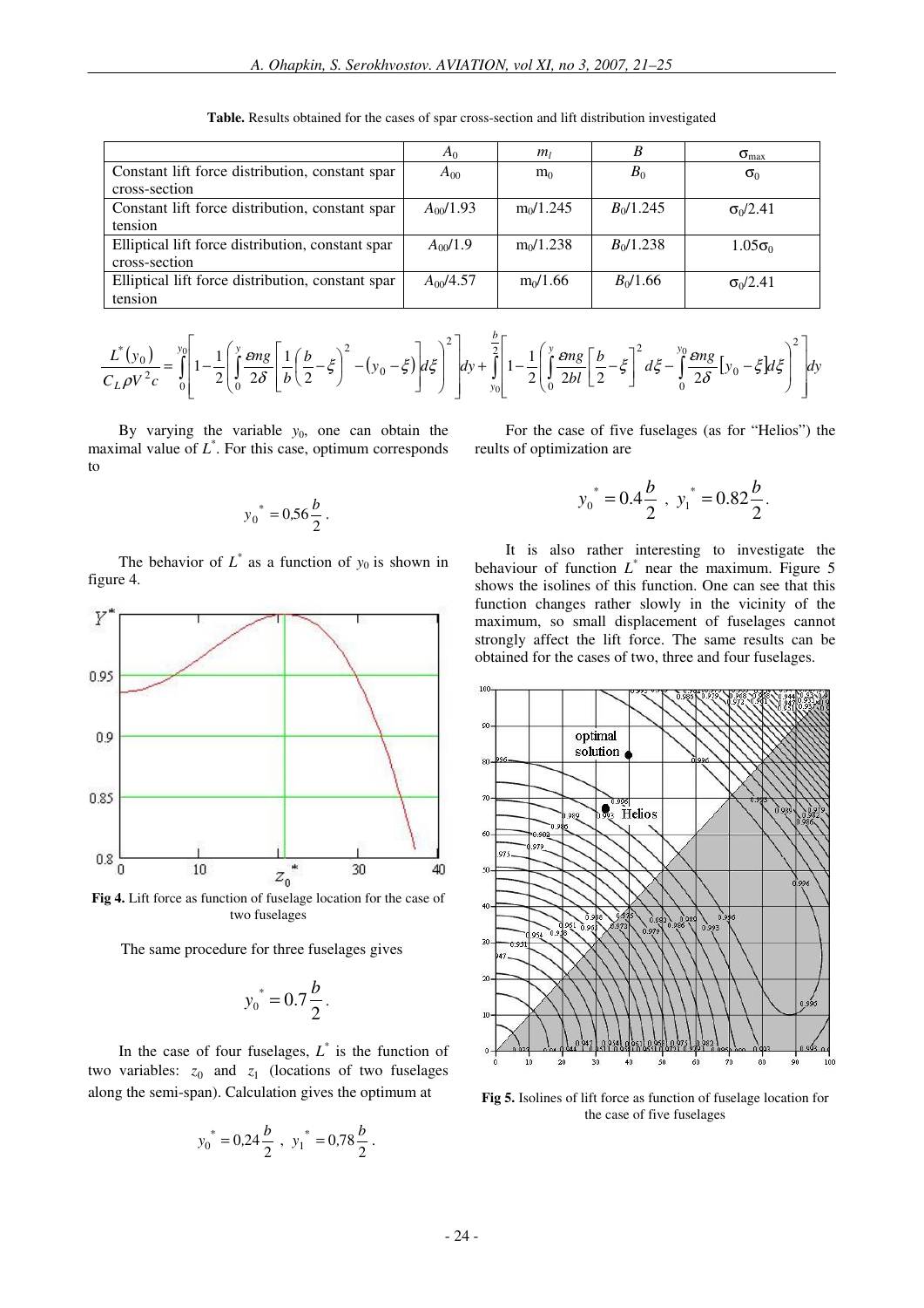**Table.** Results obtained for the cases of spar cross-section and lift distribution investigated

| | $A_0$ | $m_l$ | $B$ | $\sigma_{max}$ |
|---|---|---|---|---|
| Constant lift force distribution, constant spar cross-section | $A_{00}$ | $m_0$ | $B_0$ | $\sigma_0$ |
| Constant lift force distribution, constant spar tension | $A_{00}/1.93$ | $m_0/1.245$ | $B_0/1.245$ | $\sigma_0/2.41$ |
| Elliptical lift force distribution, constant spar cross-section | $A_{00}/1.9$ | $m_0/1.238$ | $B_0/1.238$ | $1.05\sigma_0$ |
| Elliptical lift force distribution, constant spar tension | $A_{00}/4.57$ | $m_0/1.66$ | $B_0/1.66$ | $\sigma_0/2.41$ |

$$\frac{L^*(y_0)}{C_L \rho V^2 c} = \int_0^{y_0}\left[1-\frac{1}{2}\left(\int_0^y \frac{\varepsilon mg}{2\delta}\left[\frac{1}{b}\left(\frac{b}{2}-\xi\right)^2-(y_0-\xi)\right]d\xi\right)^2\right]dy + \int_{y_0}^{\frac{b}{2}}\left[1-\frac{1}{2}\left(\int_0^y \frac{\varepsilon mg}{2bl}\left[\frac{b}{2}-\xi\right]^2 d\xi - \int_0^{y_0}\frac{\varepsilon mg}{2\delta}\left[y_0-\xi\right]d\xi\right)^2\right]dy$$

By varying the variable $y_0$, one can obtain the maximal value of $L^*$. For this case, optimum corresponds to

$$y_0^* = 0{,}56\frac{b}{2}.$$

The behavior of $L^*$ as a function of $y_0$ is shown in figure 4.

**Fig 4.** Lift force as function of fuselage location for the case of two fuselages

The same procedure for three fuselages gives

$$y_0^* = 0.7\frac{b}{2}.$$

In the case of four fuselages, $L^*$ is the function of two variables: $z_0$ and $z_1$ (locations of two fuselages along the semi-span). Calculation gives the optimum at

$$y_0^* = 0{,}24\frac{b}{2}\ ,\ y_1^* = 0{,}78\frac{b}{2}.$$

For the case of five fuselages (as for "Helios") the reults of optimization are

$$y_0^* = 0.4\frac{b}{2}\ ,\ y_1^* = 0.82\frac{b}{2}.$$

It is also rather interesting to investigate the behaviour of function $L^*$ near the maximum. Figure 5 shows the isolines of this function. One can see that this function changes rather slowly in the vicinity of the maximum, so small displacement of fuselages cannot strongly affect the lift force. The same results can be obtained for the cases of two, three and four fuselages.

**Fig 5.** Isolines of lift force as function of fuselage location for the case of five fuselages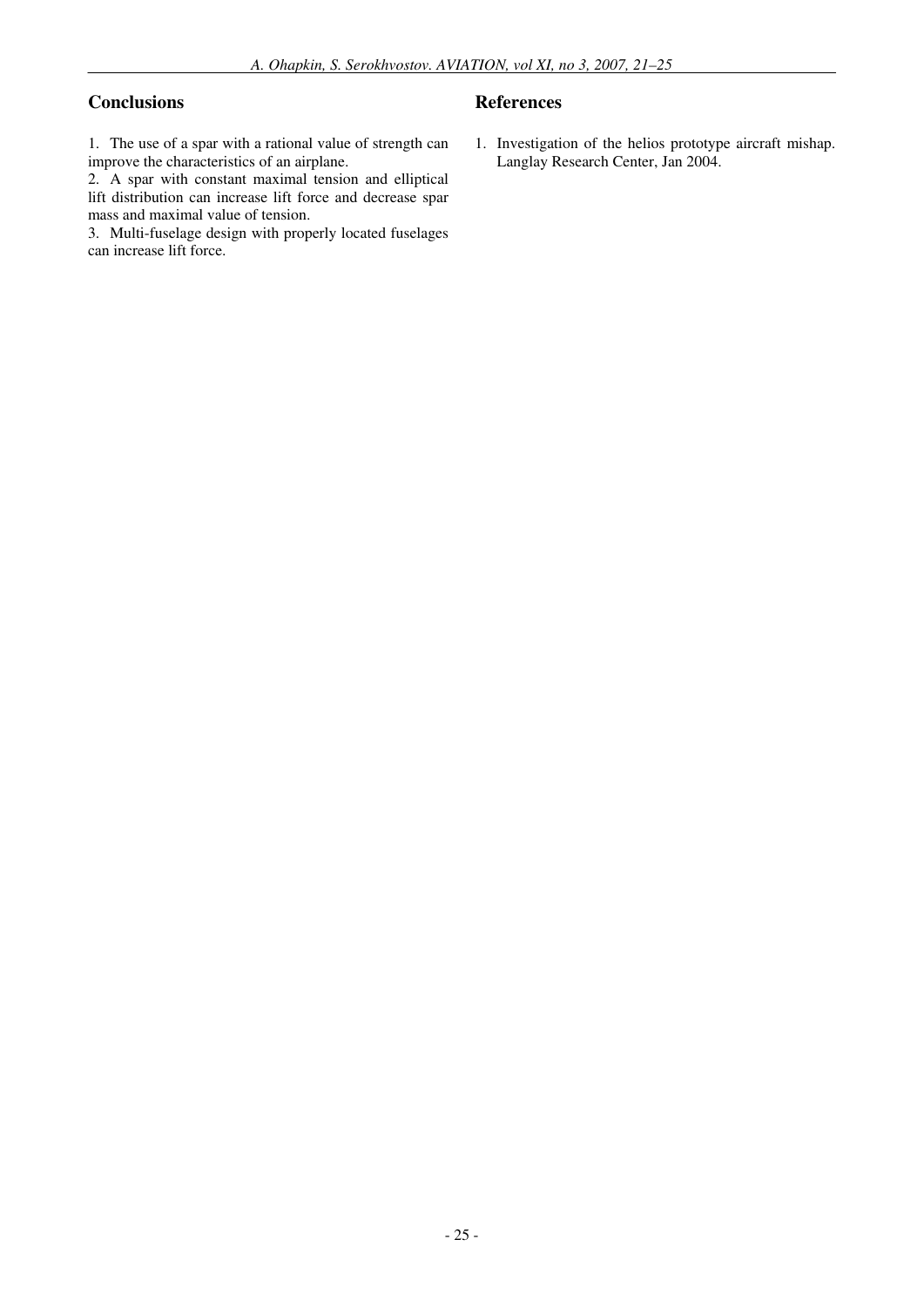## Conclusions

1. The use of a spar with a rational value of strength can improve the characteristics of an airplane.
2. A spar with constant maximal tension and elliptical lift distribution can increase lift force and decrease spar mass and maximal value of tension.
3. Multi-fuselage design with properly located fuselages can increase lift force.

## References

1. Investigation of the helios prototype aircraft mishap. Langlay Research Center, Jan 2004.